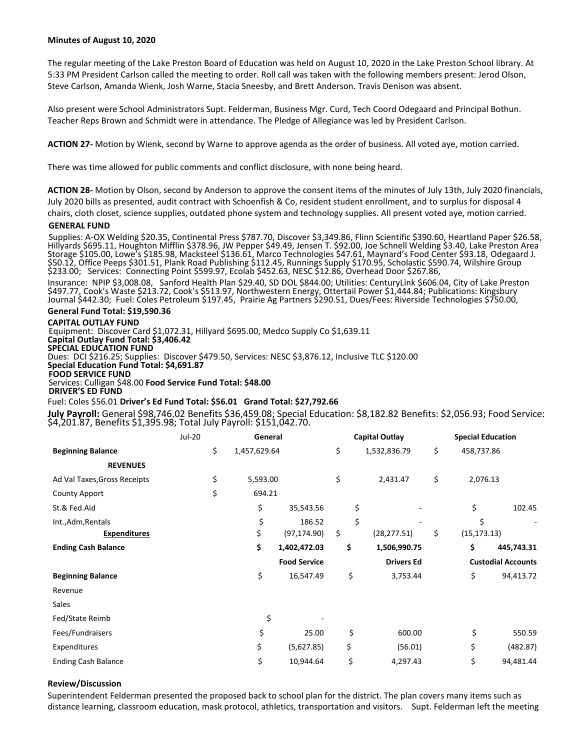**Minutes of August 10, 2020**

The regular meeting of the Lake Preston Board of Education was held on August 10, 2020 in the Lake Preston School library. At 5:33 PM President Carlson called the meeting to order. Roll call was taken with the following members present: Jerod Olson, Steve Carlson, Amanda Wienk, Josh Warne, Stacia Sneesby, and Brett Anderson. Travis Denison was absent.

Also present were School Administrators Supt. Felderman, Business Mgr. Curd, Tech Coord Odegaard and Principal Bothun. Teacher Reps Brown and Schmidt were in attendance. The Pledge of Allegiance was led by President Carlson.

**ACTION 27-** Motion by Wienk, second by Warne to approve agenda as the order of business. All voted aye, motion carried.

There was time allowed for public comments and conflict disclosure, with none being heard.

**ACTION 28-** Motion by Olson, second by Anderson to approve the consent items of the minutes of July 13th, July 2020 financials, July 2020 bills as presented, audit contract with Schoenfish & Co, resident student enrollment, and to surplus for disposal 4 chairs, cloth closet, science supplies, outdated phone system and technology supplies. All present voted aye, motion carried.

**GENERAL FUND**

Supplies: A-OX Welding $20.35, Continental Press $787.70, Discover $3,349.86, Flinn Scientific $390.60, Heartland Paper $26.58, Hillyards $695.11, Houghton Mifflin $378.96, JW Pepper $49.49, Jensen T. $92.00, Joe Schnell Welding $3.40, Lake Preston Area Storage $105.00, Lowe's $185.98, Macksteel $136.61, Marco Technologies $47.61, Maynard's Food Center $93.18, Odegaard J. $50.12, Office Peeps $301.51, Plank Road Publishing $112.45, Runnings Supply $170.95, Scholastic $590.74, Wilshire Group $233.00; Services: Connecting Point $599.97, Ecolab $452.63, NESC $12.86, Overhead Door $267.86,

Insurance: NPIP $3,008.08, Sanford Health Plan $29.40, SD DOL $844.00; Utilities: CenturyLink $606.04, City of Lake Preston $497.77, Cook's Waste $213.72, Cook's $513.97, Northwestern Energy, Ottertail Power $1,444.84; Publications: Kingsbury Journal $442.30; Fuel: Coles Petroleum $197.45, Prairie Ag Partners $290.51, Dues/Fees: Riverside Technologies $750.00,

**General Fund Total: $19,590.36**

**CAPITAL OUTLAY FUND**

Equipment: Discover Card $1,072.31, Hillyard $695.00, Medco Supply Co $1,639.11

**Capital Outlay Fund Total: $3,406.42**

**SPECIAL EDUCATION FUND**

Dues: DCI $216.25; Supplies: Discover $479.50, Services: NESC $3,876.12, Inclusive TLC $120.00

**Special Education Fund Total: $4,691.87**

**FOOD SERVICE FUND**

Services: Culligan $48.00 **Food Service Fund Total: $48.00**

**DRIVER'S ED FUND**

Fuel: Coles $56.01 **Driver's Ed Fund Total: $56.01 Grand Total: $27,792.66**

**July Payroll:** General $98,746.02 Benefits $36,459.08; Special Education: $8,182.82 Benefits: $2,056.93; Food Service: $4,201.87, Benefits $1,395.98; Total July Payroll: $151,042.70.

| Jul-20 | General | Capital Outlay | Special Education |
|---|---|---|---|
| **Beginning Balance** | $ 1,457,629.64 | $ 1,532,836.79 | $ 458,737.86 |
| **REVENUES** | | | |
| Ad Val Taxes,Gross Receipts | $ 5,593.00 | $ 2,431.47 | $ 2,076.13 |
| County Apport | $ 694.21 | | |
| St.& Fed.Aid | $ 35,543.56 | $ - | $ 102.45 |
| Int.,Adm,Rentals | $ 186.52 | $ - | $ - |
| **Expenditures** | $ (97,174.90) | $ (28,277.51) | $ (15,173.13) |
| **Ending Cash Balance** | **$ 1,402,472.03** | **$ 1,506,990.75** | **$ 445,743.31** |
| | **Food Service** | **Drivers Ed** | **Custodial Accounts** |
| **Beginning Balance** | $ 16,547.49 | $ 3,753.44 | $ 94,413.72 |
| Revenue | | | |
| Sales | | | |
| Fed/State Reimb | $ - | | |
| Fees/Fundraisers | $ 25.00 | $ 600.00 | $ 550.59 |
| Expenditures | $ (5,627.85) | $ (56.01) | $ (482.87) |
| Ending Cash Balance | $ 10,944.64 | $ 4,297.43 | $ 94,481.44 |

**Review/Discussion**

Superintendent Felderman presented the proposed back to school plan for the district. The plan covers many items such as distance learning, classroom education, mask protocol, athletics, transportation and visitors. Supt. Felderman left the meeting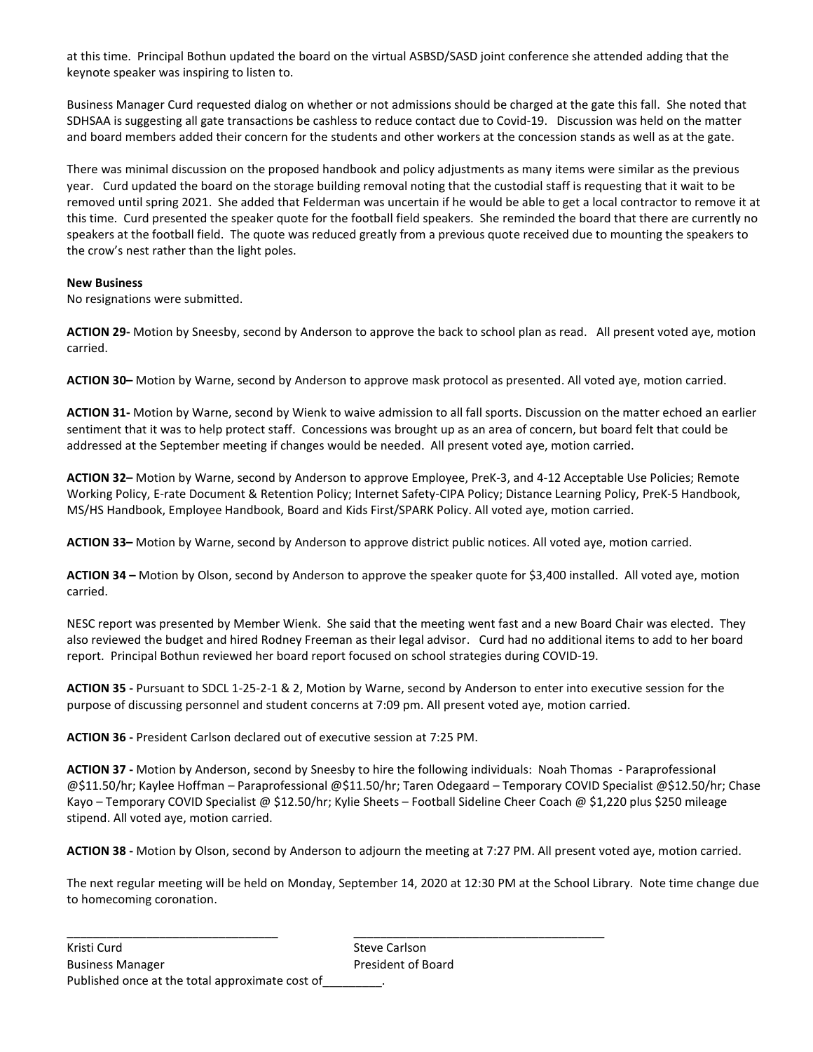at this time. Principal Bothun updated the board on the virtual ASBSD/SASD joint conference she attended adding that the keynote speaker was inspiring to listen to.

Business Manager Curd requested dialog on whether or not admissions should be charged at the gate this fall. She noted that SDHSAA is suggesting all gate transactions be cashless to reduce contact due to Covid-19. Discussion was held on the matter and board members added their concern for the students and other workers at the concession stands as well as at the gate.

There was minimal discussion on the proposed handbook and policy adjustments as many items were similar as the previous year. Curd updated the board on the storage building removal noting that the custodial staff is requesting that it wait to be removed until spring 2021. She added that Felderman was uncertain if he would be able to get a local contractor to remove it at this time. Curd presented the speaker quote for the football field speakers. She reminded the board that there are currently no speakers at the football field. The quote was reduced greatly from a previous quote received due to mounting the speakers to the crow's nest rather than the light poles.

**New Business**
No resignations were submitted.

**ACTION 29-** Motion by Sneesby, second by Anderson to approve the back to school plan as read. All present voted aye, motion carried.

**ACTION 30–** Motion by Warne, second by Anderson to approve mask protocol as presented. All voted aye, motion carried.

**ACTION 31-** Motion by Warne, second by Wienk to waive admission to all fall sports. Discussion on the matter echoed an earlier sentiment that it was to help protect staff. Concessions was brought up as an area of concern, but board felt that could be addressed at the September meeting if changes would be needed. All present voted aye, motion carried.

**ACTION 32–** Motion by Warne, second by Anderson to approve Employee, PreK-3, and 4-12 Acceptable Use Policies; Remote Working Policy, E-rate Document & Retention Policy; Internet Safety-CIPA Policy; Distance Learning Policy, PreK-5 Handbook, MS/HS Handbook, Employee Handbook, Board and Kids First/SPARK Policy. All voted aye, motion carried.

**ACTION 33–** Motion by Warne, second by Anderson to approve district public notices. All voted aye, motion carried.

**ACTION 34 –** Motion by Olson, second by Anderson to approve the speaker quote for $3,400 installed. All voted aye, motion carried.

NESC report was presented by Member Wienk. She said that the meeting went fast and a new Board Chair was elected. They also reviewed the budget and hired Rodney Freeman as their legal advisor. Curd had no additional items to add to her board report. Principal Bothun reviewed her board report focused on school strategies during COVID-19.

**ACTION 35 -** Pursuant to SDCL 1-25-2-1 & 2, Motion by Warne, second by Anderson to enter into executive session for the purpose of discussing personnel and student concerns at 7:09 pm. All present voted aye, motion carried.

**ACTION 36 -** President Carlson declared out of executive session at 7:25 PM.

**ACTION 37 -** Motion by Anderson, second by Sneesby to hire the following individuals: Noah Thomas - Paraprofessional @$11.50/hr; Kaylee Hoffman – Paraprofessional @$11.50/hr; Taren Odegaard – Temporary COVID Specialist @$12.50/hr; Chase Kayo – Temporary COVID Specialist @ $12.50/hr; Kylie Sheets – Football Sideline Cheer Coach @ $1,220 plus $250 mileage stipend. All voted aye, motion carried.

**ACTION 38 -** Motion by Olson, second by Anderson to adjourn the meeting at 7:27 PM. All present voted aye, motion carried.

The next regular meeting will be held on Monday, September 14, 2020 at 12:30 PM at the School Library. Note time change due to homecoming coronation.

_______________________________ _______________________________

Kristi Curd Steve Carlson
Business Manager President of Board
Published once at the total approximate cost of_________.